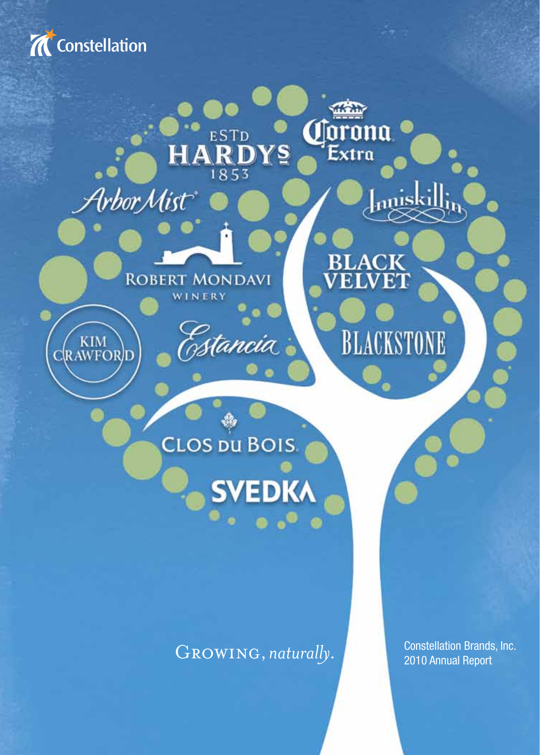Constellation

ESTD HARDYS 1853

Corona Extra

Arbor Mist

Inniskillin

ROBERT MONDAVI WINERY

BLACK VELVET

KIM CRAWFORD

Estancia

BLACKSTONE

CLOS DU BOIS

SVEDKA

GROWING, *naturally.*

Constellation Brands, Inc.
2010 Annual Report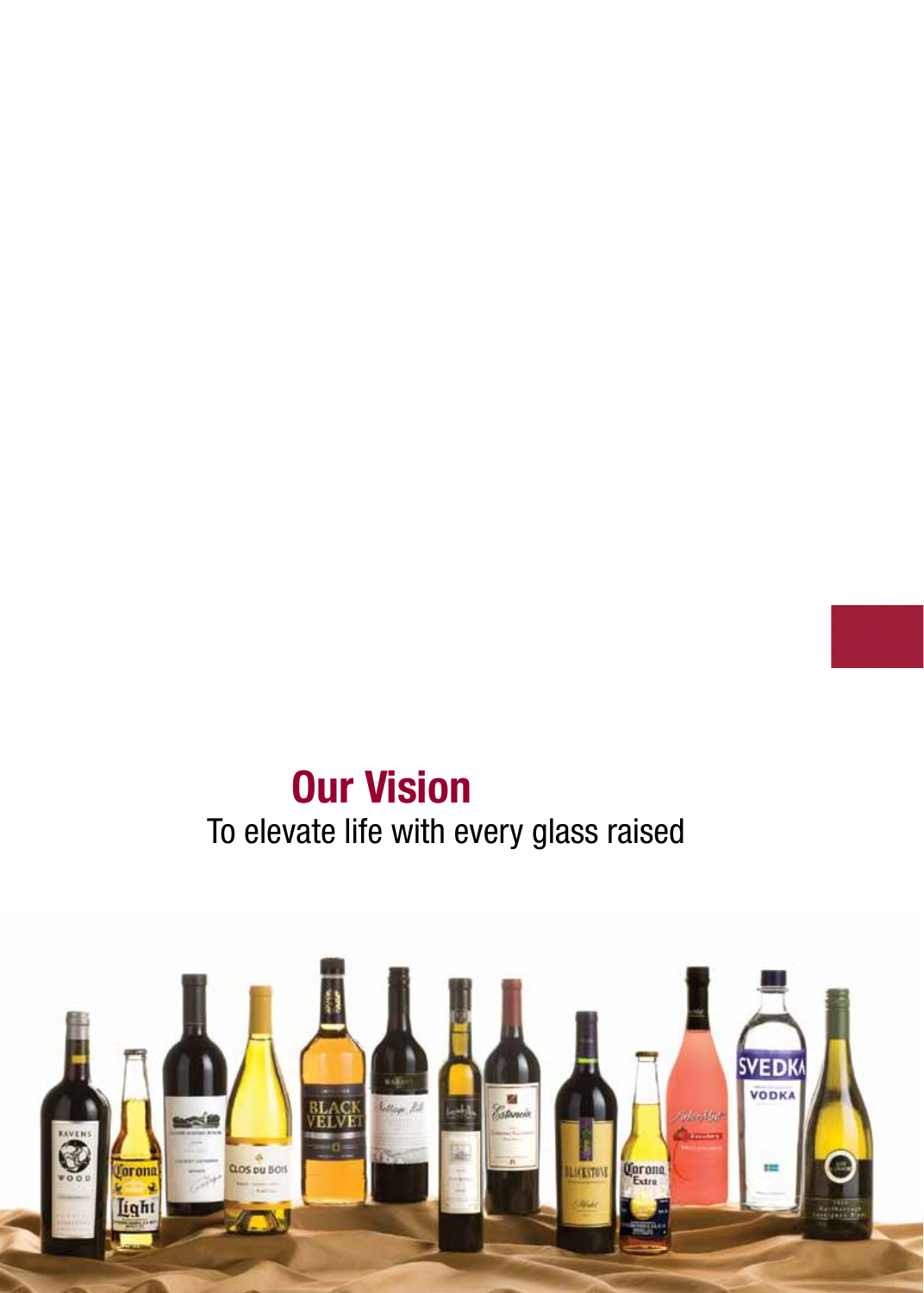## Our Vision

To elevate life with every glass raised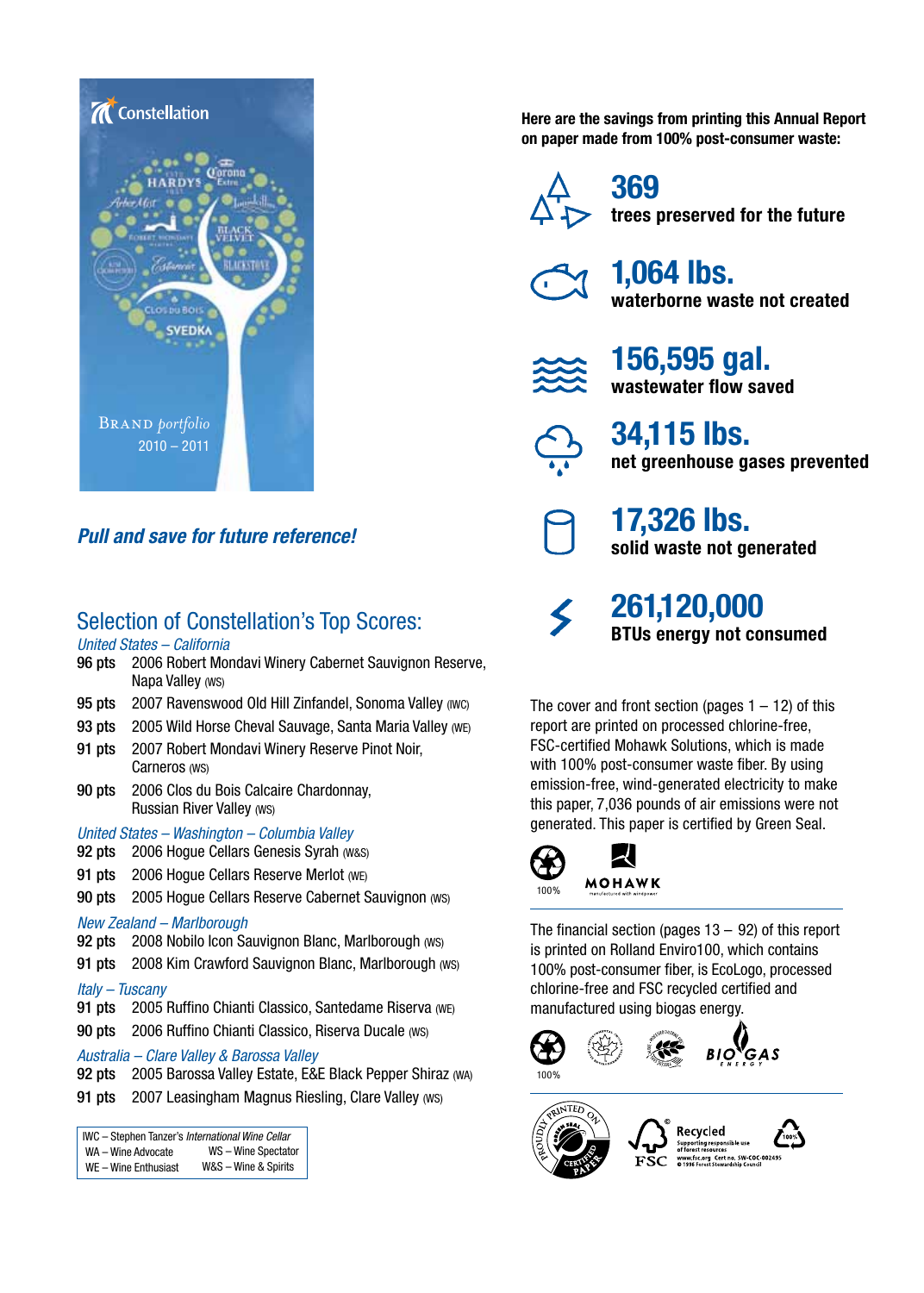Constellation

BRAND portfolio
2010 – 2011

*Pull and save for future reference!*

## Selection of Constellation's Top Scores:

*United States – California*

- **96 pts** 2006 Robert Mondavi Winery Cabernet Sauvignon Reserve, Napa Valley (WS)
- **95 pts** 2007 Ravenswood Old Hill Zinfandel, Sonoma Valley (IWC)
- **93 pts** 2005 Wild Horse Cheval Sauvage, Santa Maria Valley (WE)
- **91 pts** 2007 Robert Mondavi Winery Reserve Pinot Noir, Carneros (WS)
- **90 pts** 2006 Clos du Bois Calcaire Chardonnay, Russian River Valley (WS)

*United States – Washington – Columbia Valley*

- **92 pts** 2006 Hogue Cellars Genesis Syrah (W&S)
- **91 pts** 2006 Hogue Cellars Reserve Merlot (WE)
- **90 pts** 2005 Hogue Cellars Reserve Cabernet Sauvignon (WS)

*New Zealand – Marlborough*

- **92 pts** 2008 Nobilo Icon Sauvignon Blanc, Marlborough (WS)
- **91 pts** 2008 Kim Crawford Sauvignon Blanc, Marlborough (WS)

*Italy – Tuscany*

- **91 pts** 2005 Ruffino Chianti Classico, Santedame Riserva (WE)
- **90 pts** 2006 Ruffino Chianti Classico, Riserva Ducale (WS)

*Australia – Clare Valley & Barossa Valley*

- **92 pts** 2005 Barossa Valley Estate, E&E Black Pepper Shiraz (WA)
- **91 pts** 2007 Leasingham Magnus Riesling, Clare Valley (WS)

IWC – Stephen Tanzer's *International Wine Cellar*
WA – Wine Advocate; WS – Wine Spectator
WE – Wine Enthusiast; W&S – Wine & Spirits

**Here are the savings from printing this Annual Report on paper made from 100% post-consumer waste:**

- **369** trees preserved for the future
- **1,064 lbs.** waterborne waste not created
- **156,595 gal.** wastewater flow saved
- **34,115 lbs.** net greenhouse gases prevented
- **17,326 lbs.** solid waste not generated
- **261,120,000** BTUs energy not consumed

The cover and front section (pages 1 – 12) of this report are printed on processed chlorine-free, FSC-certified Mohawk Solutions, which is made with 100% post-consumer waste fiber. By using emission-free, wind-generated electricity to make this paper, 7,036 pounds of air emissions were not generated. This paper is certified by Green Seal.

100% MOHAWK manufactured with windpower

The financial section (pages 13 – 92) of this report is printed on Rolland Enviro100, which contains 100% post-consumer fiber, is EcoLogo, processed chlorine-free and FSC recycled certified and manufactured using biogas energy.

100% BIOGAS ENERGY

PROUDLY PRINTED ON GREEN SEAL CERTIFIED PAPER

FSC Recycled — Supporting responsible use of forest resources www.fsc.org Cert no. SW-COC-002695 © 1996 Forest Stewardship Council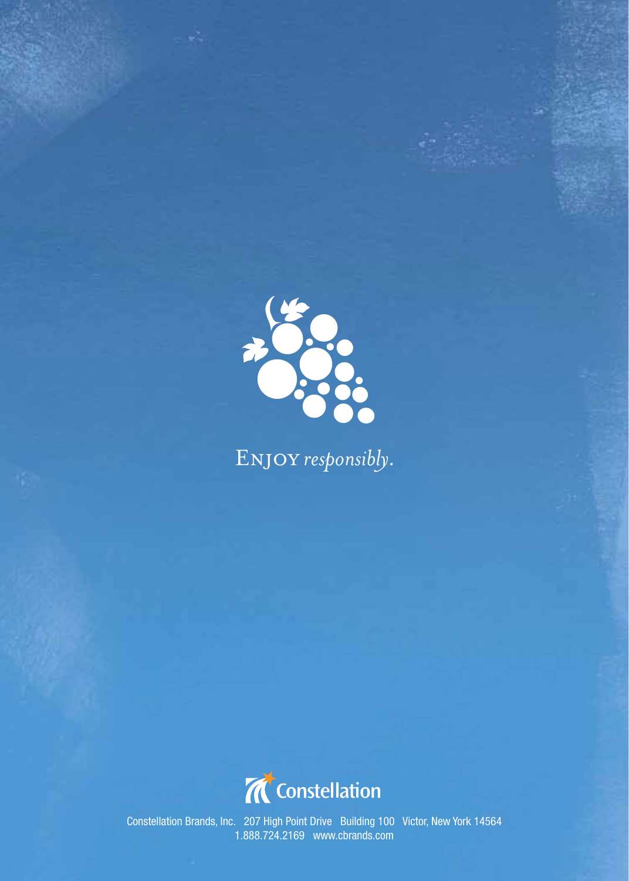ENJOY *responsibly.*

Constellation

Constellation Brands, Inc. 207 High Point Drive Building 100 Victor, New York 14564
1.888.724.2169 www.cbrands.com